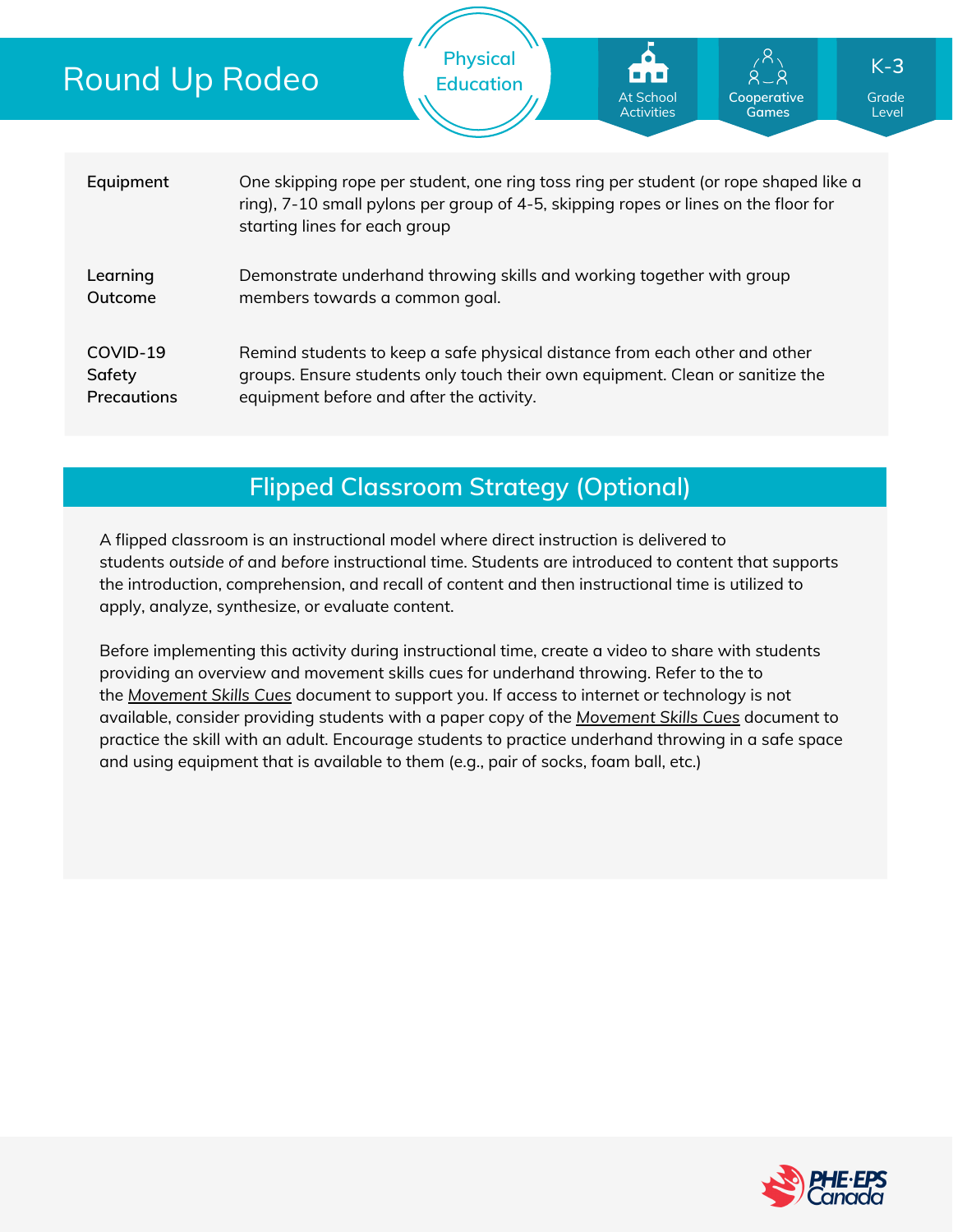# Round Up Rodeo

Physical Education

At School Activities | Cooperative Games | K-3 Grade Level

| | |
|---|---|
| **Equipment** | One skipping rope per student, one ring toss ring per student (or rope shaped like a ring), 7-10 small pylons per group of 4-5, skipping ropes or lines on the floor for starting lines for each group |
| **Learning Outcome** | Demonstrate underhand throwing skills and working together with group members towards a common goal. |
| **COVID-19 Safety Precautions** | Remind students to keep a safe physical distance from each other and other groups. Ensure students only touch their own equipment. Clean or sanitize the equipment before and after the activity. |

## Flipped Classroom Strategy (Optional)

A flipped classroom is an instructional model where direct instruction is delivered to students *outside* of and *before* instructional time. Students are introduced to content that supports the introduction, comprehension, and recall of content and then instructional time is utilized to apply, analyze, synthesize, or evaluate content.

Before implementing this activity during instructional time, create a video to share with students providing an overview and movement skills cues for underhand throwing. Refer to the to the *Movement Skills Cues* document to support you. If access to internet or technology is not available, consider providing students with a paper copy of the *Movement Skills Cues* document to practice the skill with an adult. Encourage students to practice underhand throwing in a safe space and using equipment that is available to them (e.g., pair of socks, foam ball, etc.)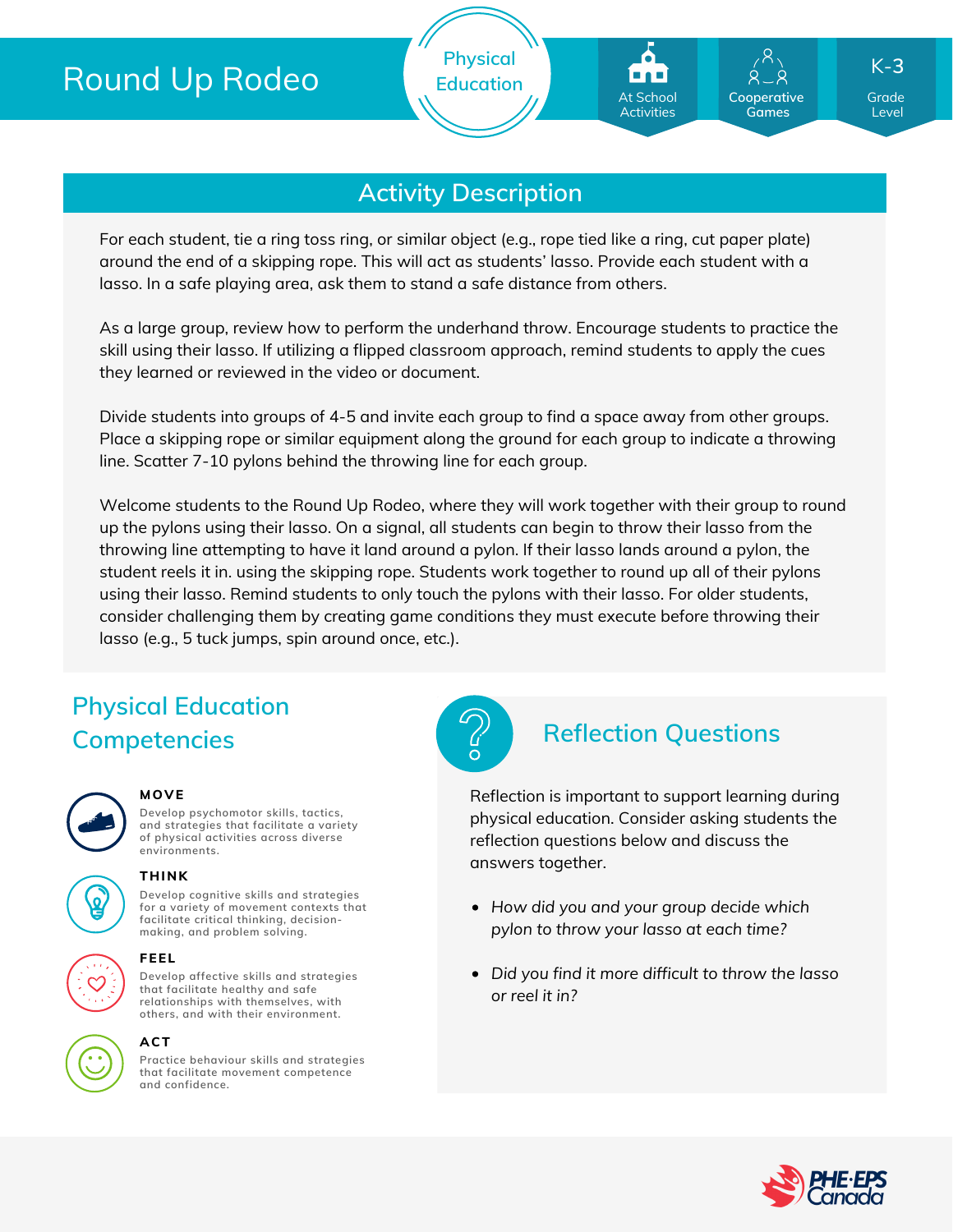# Round Up Rodeo

Physical Education

At School Activities | Cooperative Games | K-3 Grade Level

## Activity Description

For each student, tie a ring toss ring, or similar object (e.g., rope tied like a ring, cut paper plate) around the end of a skipping rope. This will act as students' lasso. Provide each student with a lasso. In a safe playing area, ask them to stand a safe distance from others.

As a large group, review how to perform the underhand throw. Encourage students to practice the skill using their lasso. If utilizing a flipped classroom approach, remind students to apply the cues they learned or reviewed in the video or document.

Divide students into groups of 4-5 and invite each group to find a space away from other groups. Place a skipping rope or similar equipment along the ground for each group to indicate a throwing line. Scatter 7-10 pylons behind the throwing line for each group.

Welcome students to the Round Up Rodeo, where they will work together with their group to round up the pylons using their lasso. On a signal, all students can begin to throw their lasso from the throwing line attempting to have it land around a pylon. If their lasso lands around a pylon, the student reels it in. using the skipping rope. Students work together to round up all of their pylons using their lasso. Remind students to only touch the pylons with their lasso. For older students, consider challenging them by creating game conditions they must execute before throwing their lasso (e.g., 5 tuck jumps, spin around once, etc.).

## Physical Education Competencies

**MOVE**
Develop psychomotor skills, tactics, and strategies that facilitate a variety of physical activities across diverse environments.

**THINK**
Develop cognitive skills and strategies for a variety of movement contexts that facilitate critical thinking, decision-making, and problem solving.

**FEEL**
Develop affective skills and strategies that facilitate healthy and safe relationships with themselves, with others, and with their environment.

**ACT**
Practice behaviour skills and strategies that facilitate movement competence and confidence.

## Reflection Questions

Reflection is important to support learning during physical education. Consider asking students the reflection questions below and discuss the answers together.

- *How did you and your group decide which pylon to throw your lasso at each time?*
- *Did you find it more difficult to throw the lasso or reel it in?*

PHE-EPS Canada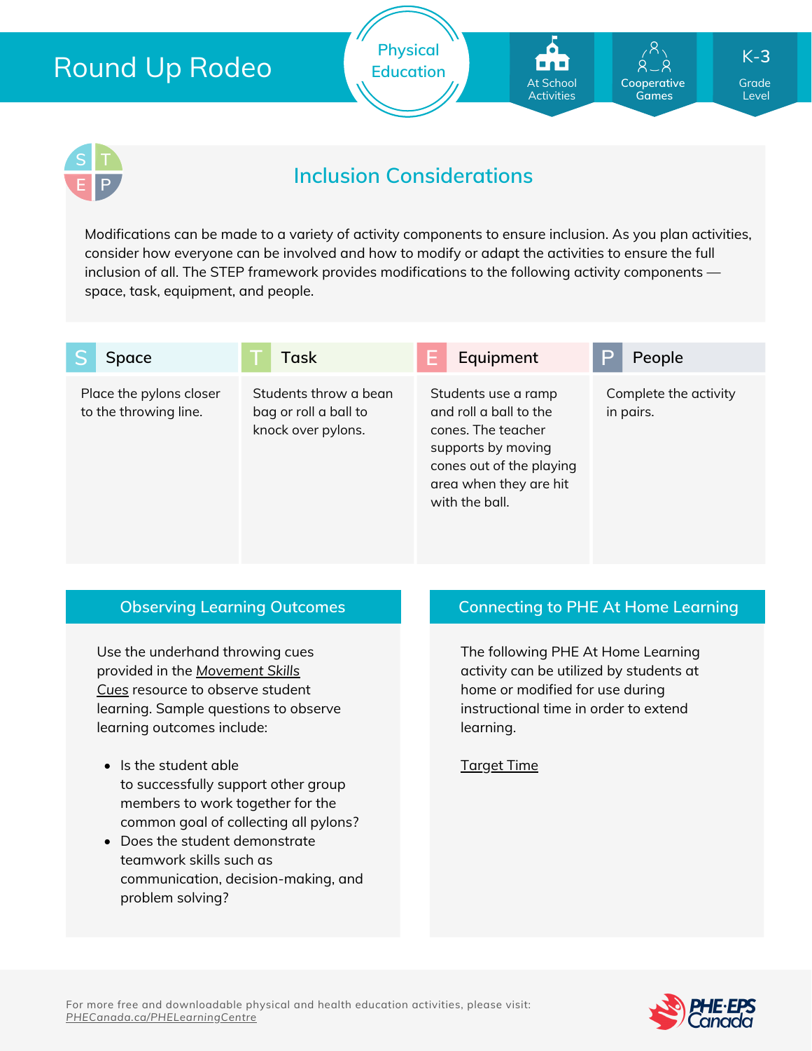# Round Up Rodeo

Physical Education

At School Activities | Cooperative Games | K-3 Grade Level

## Inclusion Considerations

Modifications can be made to a variety of activity components to ensure inclusion. As you plan activities, consider how everyone can be involved and how to modify or adapt the activities to ensure the full inclusion of all. The STEP framework provides modifications to the following activity components — space, task, equipment, and people.

| S Space | T Task | E Equipment | P People |
|---|---|---|---|
| Place the pylons closer to the throwing line. | Students throw a bean bag or roll a ball to knock over pylons. | Students use a ramp and roll a ball to the cones. The teacher supports by moving cones out of the playing area when they are hit with the ball. | Complete the activity in pairs. |

## Observing Learning Outcomes

Use the underhand throwing cues provided in the *Movement Skills Cues* resource to observe student learning. Sample questions to observe learning outcomes include:

- Is the student able to successfully support other group members to work together for the common goal of collecting all pylons?
- Does the student demonstrate teamwork skills such as communication, decision-making, and problem solving?

## Connecting to PHE At Home Learning

The following PHE At Home Learning activity can be utilized by students at home or modified for use during instructional time in order to extend learning.

Target Time

For more free and downloadable physical and health education activities, please visit: PHECanada.ca/PHELearningCentre